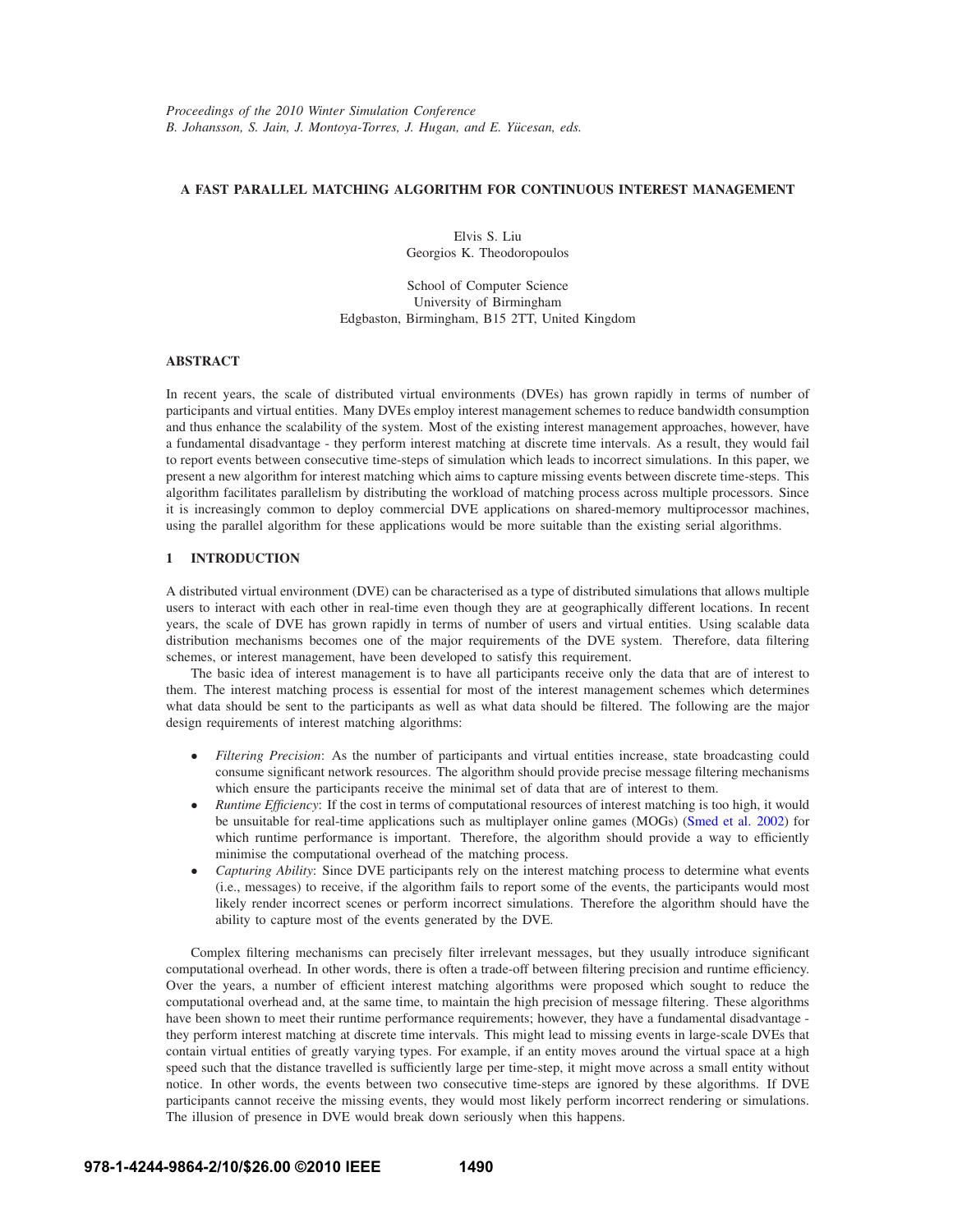*Proceedings of the 2010 Winter Simulation Conference*
*B. Johansson, S. Jain, J. Montoya-Torres, J. Hugan, and E. Yücesan, eds.*

# A FAST PARALLEL MATCHING ALGORITHM FOR CONTINUOUS INTEREST MANAGEMENT

Elvis S. Liu
Georgios K. Theodoropoulos

School of Computer Science
University of Birmingham
Edgbaston, Birmingham, B15 2TT, United Kingdom

## ABSTRACT

In recent years, the scale of distributed virtual environments (DVEs) has grown rapidly in terms of number of participants and virtual entities. Many DVEs employ interest management schemes to reduce bandwidth consumption and thus enhance the scalability of the system. Most of the existing interest management approaches, however, have a fundamental disadvantage - they perform interest matching at discrete time intervals. As a result, they would fail to report events between consecutive time-steps of simulation which leads to incorrect simulations. In this paper, we present a new algorithm for interest matching which aims to capture missing events between discrete time-steps. This algorithm facilitates parallelism by distributing the workload of matching process across multiple processors. Since it is increasingly common to deploy commercial DVE applications on shared-memory multiprocessor machines, using the parallel algorithm for these applications would be more suitable than the existing serial algorithms.

## 1 INTRODUCTION

A distributed virtual environment (DVE) can be characterised as a type of distributed simulations that allows multiple users to interact with each other in real-time even though they are at geographically different locations. In recent years, the scale of DVE has grown rapidly in terms of number of users and virtual entities. Using scalable data distribution mechanisms becomes one of the major requirements of the DVE system. Therefore, data filtering schemes, or interest management, have been developed to satisfy this requirement.

The basic idea of interest management is to have all participants receive only the data that are of interest to them. The interest matching process is essential for most of the interest management schemes which determines what data should be sent to the participants as well as what data should be filtered. The following are the major design requirements of interest matching algorithms:

- *Filtering Precision*: As the number of participants and virtual entities increase, state broadcasting could consume significant network resources. The algorithm should provide precise message filtering mechanisms which ensure the participants receive the minimal set of data that are of interest to them.
- *Runtime Efficiency*: If the cost in terms of computational resources of interest matching is too high, it would be unsuitable for real-time applications such as multiplayer online games (MOGs) (Smed et al. 2002) for which runtime performance is important. Therefore, the algorithm should provide a way to efficiently minimise the computational overhead of the matching process.
- *Capturing Ability*: Since DVE participants rely on the interest matching process to determine what events (i.e., messages) to receive, if the algorithm fails to report some of the events, the participants would most likely render incorrect scenes or perform incorrect simulations. Therefore the algorithm should have the ability to capture most of the events generated by the DVE.

Complex filtering mechanisms can precisely filter irrelevant messages, but they usually introduce significant computational overhead. In other words, there is often a trade-off between filtering precision and runtime efficiency. Over the years, a number of efficient interest matching algorithms were proposed which sought to reduce the computational overhead and, at the same time, to maintain the high precision of message filtering. These algorithms have been shown to meet their runtime performance requirements; however, they have a fundamental disadvantage - they perform interest matching at discrete time intervals. This might lead to missing events in large-scale DVEs that contain virtual entities of greatly varying types. For example, if an entity moves around the virtual space at a high speed such that the distance travelled is sufficiently large per time-step, it might move across a small entity without notice. In other words, the events between two consecutive time-steps are ignored by these algorithms. If DVE participants cannot receive the missing events, they would most likely perform incorrect rendering or simulations. The illusion of presence in DVE would break down seriously when this happens.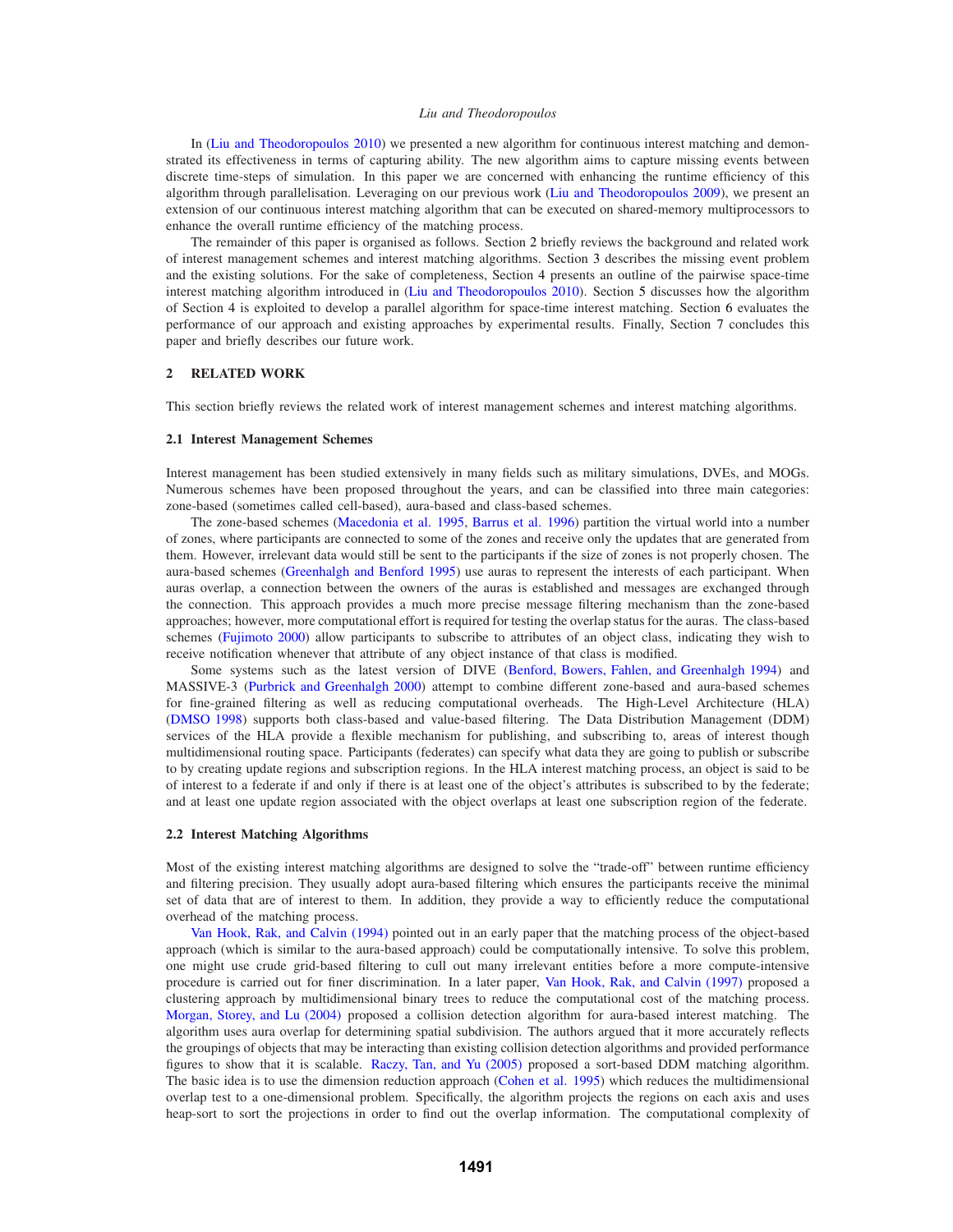In (Liu and Theodoropoulos 2010) we presented a new algorithm for continuous interest matching and demonstrated its effectiveness in terms of capturing ability. The new algorithm aims to capture missing events between discrete time-steps of simulation. In this paper we are concerned with enhancing the runtime efficiency of this algorithm through parallelisation. Leveraging on our previous work (Liu and Theodoropoulos 2009), we present an extension of our continuous interest matching algorithm that can be executed on shared-memory multiprocessors to enhance the overall runtime efficiency of the matching process.

The remainder of this paper is organised as follows. Section 2 briefly reviews the background and related work of interest management schemes and interest matching algorithms. Section 3 describes the missing event problem and the existing solutions. For the sake of completeness, Section 4 presents an outline of the pairwise space-time interest matching algorithm introduced in (Liu and Theodoropoulos 2010). Section 5 discusses how the algorithm of Section 4 is exploited to develop a parallel algorithm for space-time interest matching. Section 6 evaluates the performance of our approach and existing approaches by experimental results. Finally, Section 7 concludes this paper and briefly describes our future work.

## 2 RELATED WORK

This section briefly reviews the related work of interest management schemes and interest matching algorithms.

### 2.1 Interest Management Schemes

Interest management has been studied extensively in many fields such as military simulations, DVEs, and MOGs. Numerous schemes have been proposed throughout the years, and can be classified into three main categories: zone-based (sometimes called cell-based), aura-based and class-based schemes.

The zone-based schemes (Macedonia et al. 1995, Barrus et al. 1996) partition the virtual world into a number of zones, where participants are connected to some of the zones and receive only the updates that are generated from them. However, irrelevant data would still be sent to the participants if the size of zones is not properly chosen. The aura-based schemes (Greenhalgh and Benford 1995) use auras to represent the interests of each participant. When auras overlap, a connection between the owners of the auras is established and messages are exchanged through the connection. This approach provides a much more precise message filtering mechanism than the zone-based approaches; however, more computational effort is required for testing the overlap status for the auras. The class-based schemes (Fujimoto 2000) allow participants to subscribe to attributes of an object class, indicating they wish to receive notification whenever that attribute of any object instance of that class is modified.

Some systems such as the latest version of DIVE (Benford, Bowers, Fahlen, and Greenhalgh 1994) and MASSIVE-3 (Purbrick and Greenhalgh 2000) attempt to combine different zone-based and aura-based schemes for fine-grained filtering as well as reducing computational overheads. The High-Level Architecture (HLA) (DMSO 1998) supports both class-based and value-based filtering. The Data Distribution Management (DDM) services of the HLA provide a flexible mechanism for publishing, and subscribing to, areas of interest though multidimensional routing space. Participants (federates) can specify what data they are going to publish or subscribe to by creating update regions and subscription regions. In the HLA interest matching process, an object is said to be of interest to a federate if and only if there is at least one of the object's attributes is subscribed to by the federate; and at least one update region associated with the object overlaps at least one subscription region of the federate.

### 2.2 Interest Matching Algorithms

Most of the existing interest matching algorithms are designed to solve the "trade-off" between runtime efficiency and filtering precision. They usually adopt aura-based filtering which ensures the participants receive the minimal set of data that are of interest to them. In addition, they provide a way to efficiently reduce the computational overhead of the matching process.

Van Hook, Rak, and Calvin (1994) pointed out in an early paper that the matching process of the object-based approach (which is similar to the aura-based approach) could be computationally intensive. To solve this problem, one might use crude grid-based filtering to cull out many irrelevant entities before a more compute-intensive procedure is carried out for finer discrimination. In a later paper, Van Hook, Rak, and Calvin (1997) proposed a clustering approach by multidimensional binary trees to reduce the computational cost of the matching process. Morgan, Storey, and Lu (2004) proposed a collision detection algorithm for aura-based interest matching. The algorithm uses aura overlap for determining spatial subdivision. The authors argued that it more accurately reflects the groupings of objects that may be interacting than existing collision detection algorithms and provided performance figures to show that it is scalable. Raczy, Tan, and Yu (2005) proposed a sort-based DDM matching algorithm. The basic idea is to use the dimension reduction approach (Cohen et al. 1995) which reduces the multidimensional overlap test to a one-dimensional problem. Specifically, the algorithm projects the regions on each axis and uses heap-sort to sort the projections in order to find out the overlap information. The computational complexity of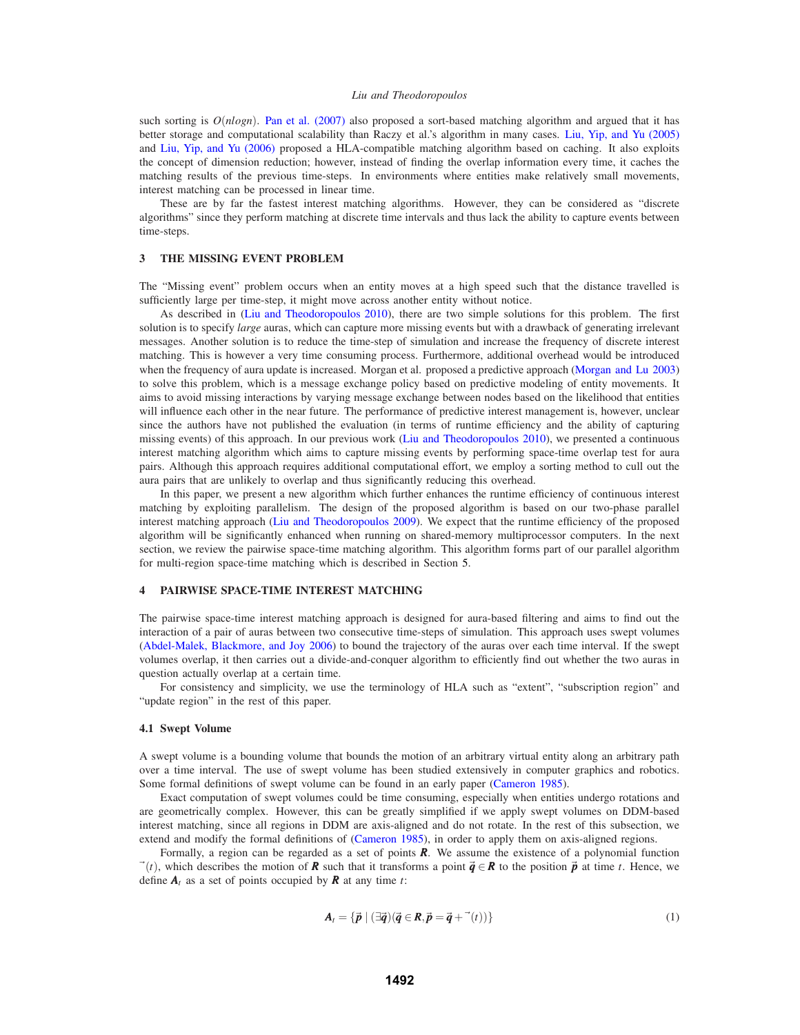such sorting is $O(nlogn)$. Pan et al. (2007) also proposed a sort-based matching algorithm and argued that it has better storage and computational scalability than Raczy et al.'s algorithm in many cases. Liu, Yip, and Yu (2005) and Liu, Yip, and Yu (2006) proposed a HLA-compatible matching algorithm based on caching. It also exploits the concept of dimension reduction; however, instead of finding the overlap information every time, it caches the matching results of the previous time-steps. In environments where entities make relatively small movements, interest matching can be processed in linear time.

These are by far the fastest interest matching algorithms. However, they can be considered as "discrete algorithms" since they perform matching at discrete time intervals and thus lack the ability to capture events between time-steps.

## 3 THE MISSING EVENT PROBLEM

The "Missing event" problem occurs when an entity moves at a high speed such that the distance travelled is sufficiently large per time-step, it might move across another entity without notice.

As described in (Liu and Theodoropoulos 2010), there are two simple solutions for this problem. The first solution is to specify *large* auras, which can capture more missing events but with a drawback of generating irrelevant messages. Another solution is to reduce the time-step of simulation and increase the frequency of discrete interest matching. This is however a very time consuming process. Furthermore, additional overhead would be introduced when the frequency of aura update is increased. Morgan et al. proposed a predictive approach (Morgan and Lu 2003) to solve this problem, which is a message exchange policy based on predictive modeling of entity movements. It aims to avoid missing interactions by varying message exchange between nodes based on the likelihood that entities will influence each other in the near future. The performance of predictive interest management is, however, unclear since the authors have not published the evaluation (in terms of runtime efficiency and the ability of capturing missing events) of this approach. In our previous work (Liu and Theodoropoulos 2010), we presented a continuous interest matching algorithm which aims to capture missing events by performing space-time overlap test for aura pairs. Although this approach requires additional computational effort, we employ a sorting method to cull out the aura pairs that are unlikely to overlap and thus significantly reducing this overhead.

In this paper, we present a new algorithm which further enhances the runtime efficiency of continuous interest matching by exploiting parallelism. The design of the proposed algorithm is based on our two-phase parallel interest matching approach (Liu and Theodoropoulos 2009). We expect that the runtime efficiency of the proposed algorithm will be significantly enhanced when running on shared-memory multiprocessor computers. In the next section, we review the pairwise space-time matching algorithm. This algorithm forms part of our parallel algorithm for multi-region space-time matching which is described in Section 5.

## 4 PAIRWISE SPACE-TIME INTEREST MATCHING

The pairwise space-time interest matching approach is designed for aura-based filtering and aims to find out the interaction of a pair of auras between two consecutive time-steps of simulation. This approach uses swept volumes (Abdel-Malek, Blackmore, and Joy 2006) to bound the trajectory of the auras over each time interval. If the swept volumes overlap, it then carries out a divide-and-conquer algorithm to efficiently find out whether the two auras in question actually overlap at a certain time.

For consistency and simplicity, we use the terminology of HLA such as "extent", "subscription region" and "update region" in the rest of this paper.

### 4.1 Swept Volume

A swept volume is a bounding volume that bounds the motion of an arbitrary virtual entity along an arbitrary path over a time interval. The use of swept volume has been studied extensively in computer graphics and robotics. Some formal definitions of swept volume can be found in an early paper (Cameron 1985).

Exact computation of swept volumes could be time consuming, especially when entities undergo rotations and are geometrically complex. However, this can be greatly simplified if we apply swept volumes on DDM-based interest matching, since all regions in DDM are axis-aligned and do not rotate. In the rest of this subsection, we extend and modify the formal definitions of (Cameron 1985), in order to apply them on axis-aligned regions.

Formally, a region can be regarded as a set of points $\boldsymbol{R}$. We assume the existence of a polynomial function $\vec{\ }(t)$, which describes the motion of $\boldsymbol{R}$ such that it transforms a point $\vec{\boldsymbol{q}} \in \boldsymbol{R}$ to the position $\vec{\boldsymbol{p}}$ at time $t$. Hence, we define $\boldsymbol{A}_t$ as a set of points occupied by $\boldsymbol{R}$ at any time $t$:

$$\boldsymbol{A}_t = \{\vec{\boldsymbol{p}} \mid (\exists \vec{\boldsymbol{q}})(\vec{\boldsymbol{q}} \in \boldsymbol{R}, \vec{\boldsymbol{p}} = \vec{\boldsymbol{q}} + \vec{\ }(t))\} \tag{1}$$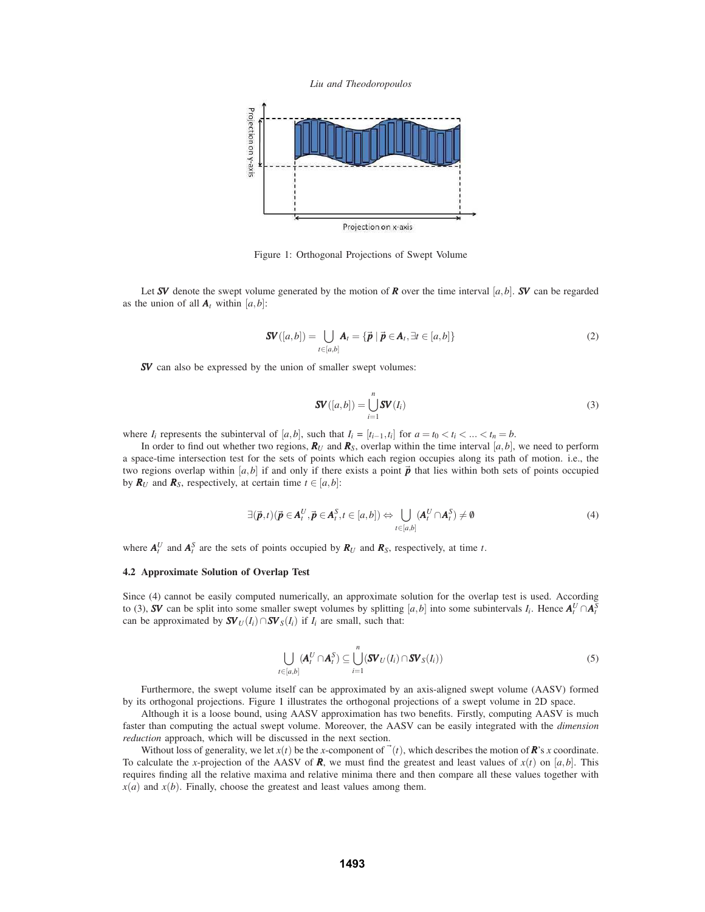Figure 1: Orthogonal Projections of Swept Volume

Let $\boldsymbol{SV}$ denote the swept volume generated by the motion of $\boldsymbol{R}$ over the time interval $[a,b]$. $\boldsymbol{SV}$ can be regarded as the union of all $\boldsymbol{A}_t$ within $[a,b]$:

$$\boldsymbol{SV}([a,b]) = \bigcup_{t\in[a,b]} \boldsymbol{A}_t = \{\vec{\boldsymbol{p}} \mid \vec{\boldsymbol{p}} \in \boldsymbol{A}_t, \exists t \in [a,b]\} \tag{2}$$

$\boldsymbol{SV}$ can also be expressed by the union of smaller swept volumes:

$$\boldsymbol{SV}([a,b]) = \bigcup_{i=1}^{n} \boldsymbol{SV}(I_i) \tag{3}$$

where $I_i$ represents the subinterval of $[a,b]$, such that $I_i = [t_{i-1}, t_i]$ for $a = t_0 < t_i < \ldots < t_n = b$.

In order to find out whether two regions, $\boldsymbol{R}_U$ and $\boldsymbol{R}_S$, overlap within the time interval $[a,b]$, we need to perform a space-time intersection test for the sets of points which each region occupies along its path of motion. i.e., the two regions overlap within $[a,b]$ if and only if there exists a point $\vec{\boldsymbol{p}}$ that lies within both sets of points occupied by $\boldsymbol{R}_U$ and $\boldsymbol{R}_S$, respectively, at certain time $t \in [a,b]$:

$$\exists(\vec{\boldsymbol{p}},t)(\vec{\boldsymbol{p}} \in \boldsymbol{A}_t^U, \vec{\boldsymbol{p}} \in \boldsymbol{A}_t^S, t \in [a,b]) \Leftrightarrow \bigcup_{t\in[a,b]} (\boldsymbol{A}_t^U \cap \boldsymbol{A}_t^S) \neq \emptyset \tag{4}$$

where $\boldsymbol{A}_t^U$ and $\boldsymbol{A}_t^S$ are the sets of points occupied by $\boldsymbol{R}_U$ and $\boldsymbol{R}_S$, respectively, at time $t$.

### 4.2 Approximate Solution of Overlap Test

Since (4) cannot be easily computed numerically, an approximate solution for the overlap test is used. According to (3), $\boldsymbol{SV}$ can be split into some smaller swept volumes by splitting $[a,b]$ into some subintervals $I_i$. Hence $\boldsymbol{A}_t^U \cap \boldsymbol{A}_t^S$ can be approximated by $\boldsymbol{SV}_U(I_i) \cap \boldsymbol{SV}_S(I_i)$ if $I_i$ are small, such that:

$$\bigcup_{t\in[a,b]} (\boldsymbol{A}_t^U \cap \boldsymbol{A}_t^S) \subseteq \bigcup_{i=1}^{n} (\boldsymbol{SV}_U(I_i) \cap \boldsymbol{SV}_S(I_i)) \tag{5}$$

Furthermore, the swept volume itself can be approximated by an axis-aligned swept volume (AASV) formed by its orthogonal projections. Figure 1 illustrates the orthogonal projections of a swept volume in 2D space.

Although it is a loose bound, using AASV approximation has two benefits. Firstly, computing AASV is much faster than computing the actual swept volume. Moreover, the AASV can be easily integrated with the *dimension reduction* approach, which will be discussed in the next section.

Without loss of generality, we let $x(t)$ be the $x$-component of $\vec{}(t)$, which describes the motion of $\boldsymbol{R}$'s $x$ coordinate. To calculate the $x$-projection of the AASV of $\boldsymbol{R}$, we must find the greatest and least values of $x(t)$ on $[a,b]$. This requires finding all the relative maxima and relative minima there and then compare all these values together with $x(a)$ and $x(b)$. Finally, choose the greatest and least values among them.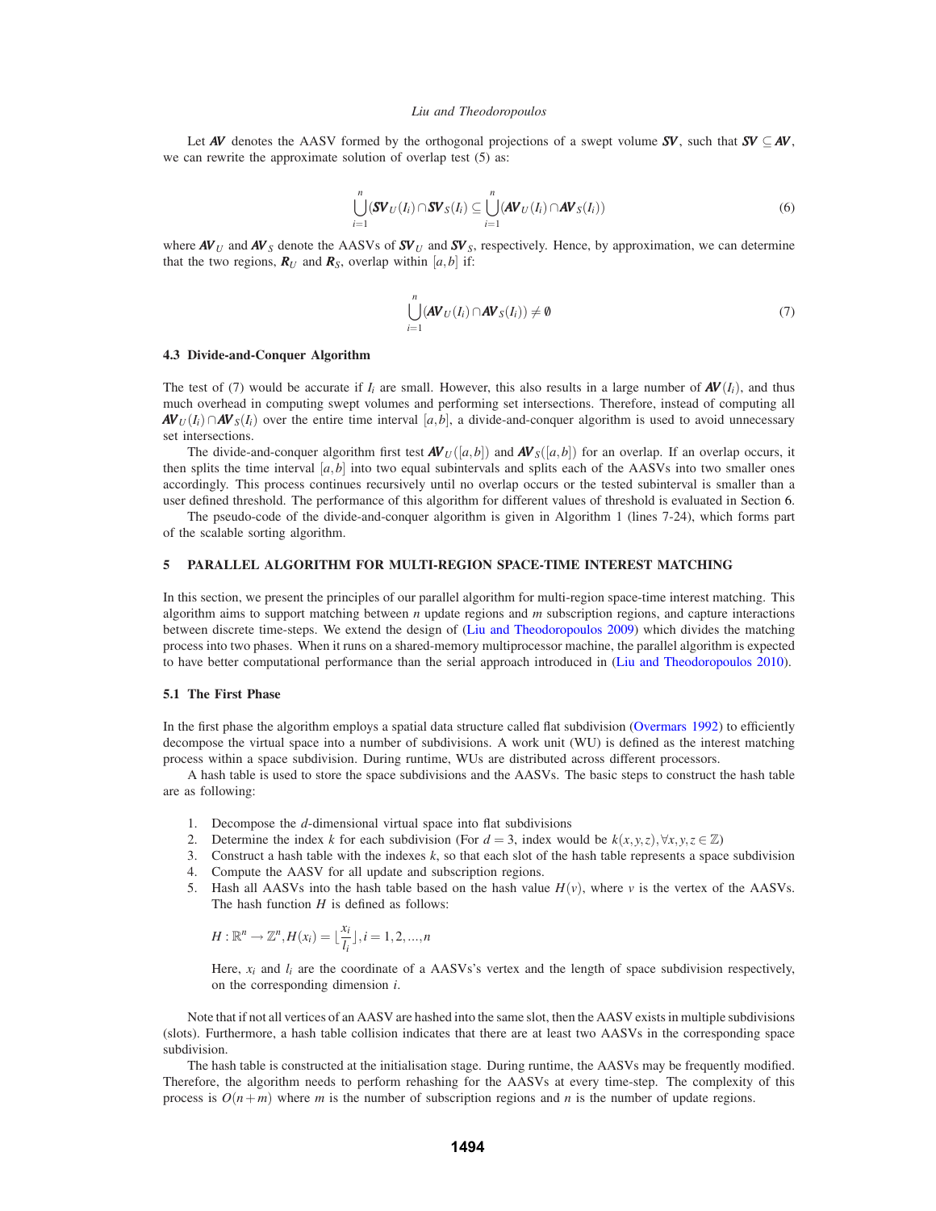Let $\boldsymbol{AV}$ denotes the AASV formed by the orthogonal projections of a swept volume $\boldsymbol{SV}$, such that $\boldsymbol{SV} \subseteq \boldsymbol{AV}$, we can rewrite the approximate solution of overlap test (5) as:

$$\bigcup_{i=1}^{n}(\boldsymbol{SV}_U(I_i) \cap \boldsymbol{SV}_S(I_i)) \subseteq \bigcup_{i=1}^{n}(\boldsymbol{AV}_U(I_i) \cap \boldsymbol{AV}_S(I_i)) \tag{6}$$

where $\boldsymbol{AV}_U$ and $\boldsymbol{AV}_S$ denote the AASVs of $\boldsymbol{SV}_U$ and $\boldsymbol{SV}_S$, respectively. Hence, by approximation, we can determine that the two regions, $\boldsymbol{R}_U$ and $\boldsymbol{R}_S$, overlap within $[a,b]$ if:

$$\bigcup_{i=1}^{n}(\boldsymbol{AV}_U(I_i) \cap \boldsymbol{AV}_S(I_i)) \neq \emptyset \tag{7}$$

### 4.3 Divide-and-Conquer Algorithm

The test of (7) would be accurate if $I_i$ are small. However, this also results in a large number of $\boldsymbol{AV}(I_i)$, and thus much overhead in computing swept volumes and performing set intersections. Therefore, instead of computing all $\boldsymbol{AV}_U(I_i) \cap \boldsymbol{AV}_S(I_i)$ over the entire time interval $[a,b]$, a divide-and-conquer algorithm is used to avoid unnecessary set intersections.

The divide-and-conquer algorithm first test $\boldsymbol{AV}_U([a,b])$ and $\boldsymbol{AV}_S([a,b])$ for an overlap. If an overlap occurs, it then splits the time interval $[a,b]$ into two equal subintervals and splits each of the AASVs into two smaller ones accordingly. This process continues recursively until no overlap occurs or the tested subinterval is smaller than a user defined threshold. The performance of this algorithm for different values of threshold is evaluated in Section 6.

The pseudo-code of the divide-and-conquer algorithm is given in Algorithm 1 (lines 7-24), which forms part of the scalable sorting algorithm.

## 5 PARALLEL ALGORITHM FOR MULTI-REGION SPACE-TIME INTEREST MATCHING

In this section, we present the principles of our parallel algorithm for multi-region space-time interest matching. This algorithm aims to support matching between $n$ update regions and $m$ subscription regions, and capture interactions between discrete time-steps. We extend the design of (Liu and Theodoropoulos 2009) which divides the matching process into two phases. When it runs on a shared-memory multiprocessor machine, the parallel algorithm is expected to have better computational performance than the serial approach introduced in (Liu and Theodoropoulos 2010).

### 5.1 The First Phase

In the first phase the algorithm employs a spatial data structure called flat subdivision (Overmars 1992) to efficiently decompose the virtual space into a number of subdivisions. A work unit (WU) is defined as the interest matching process within a space subdivision. During runtime, WUs are distributed across different processors.

A hash table is used to store the space subdivisions and the AASVs. The basic steps to construct the hash table are as following:

1. Decompose the $d$-dimensional virtual space into flat subdivisions
2. Determine the index $k$ for each subdivision (For $d = 3$, index would be $k(x,y,z), \forall x,y,z \in \mathbb{Z}$)
3. Construct a hash table with the indexes $k$, so that each slot of the hash table represents a space subdivision
4. Compute the AASV for all update and subscription regions.
5. Hash all AASVs into the hash table based on the hash value $H(v)$, where $v$ is the vertex of the AASVs. The hash function $H$ is defined as follows:

   $$H : \mathbb{R}^n \to \mathbb{Z}^n, H(x_i) = \lfloor \frac{x_i}{l_i} \rfloor, i = 1,2,...,n$$

   Here, $x_i$ and $l_i$ are the coordinate of a AASVs's vertex and the length of space subdivision respectively, on the corresponding dimension $i$.

Note that if not all vertices of an AASV are hashed into the same slot, then the AASV exists in multiple subdivisions (slots). Furthermore, a hash table collision indicates that there are at least two AASVs in the corresponding space subdivision.

The hash table is constructed at the initialisation stage. During runtime, the AASVs may be frequently modified. Therefore, the algorithm needs to perform rehashing for the AASVs at every time-step. The complexity of this process is $O(n+m)$ where $m$ is the number of subscription regions and $n$ is the number of update regions.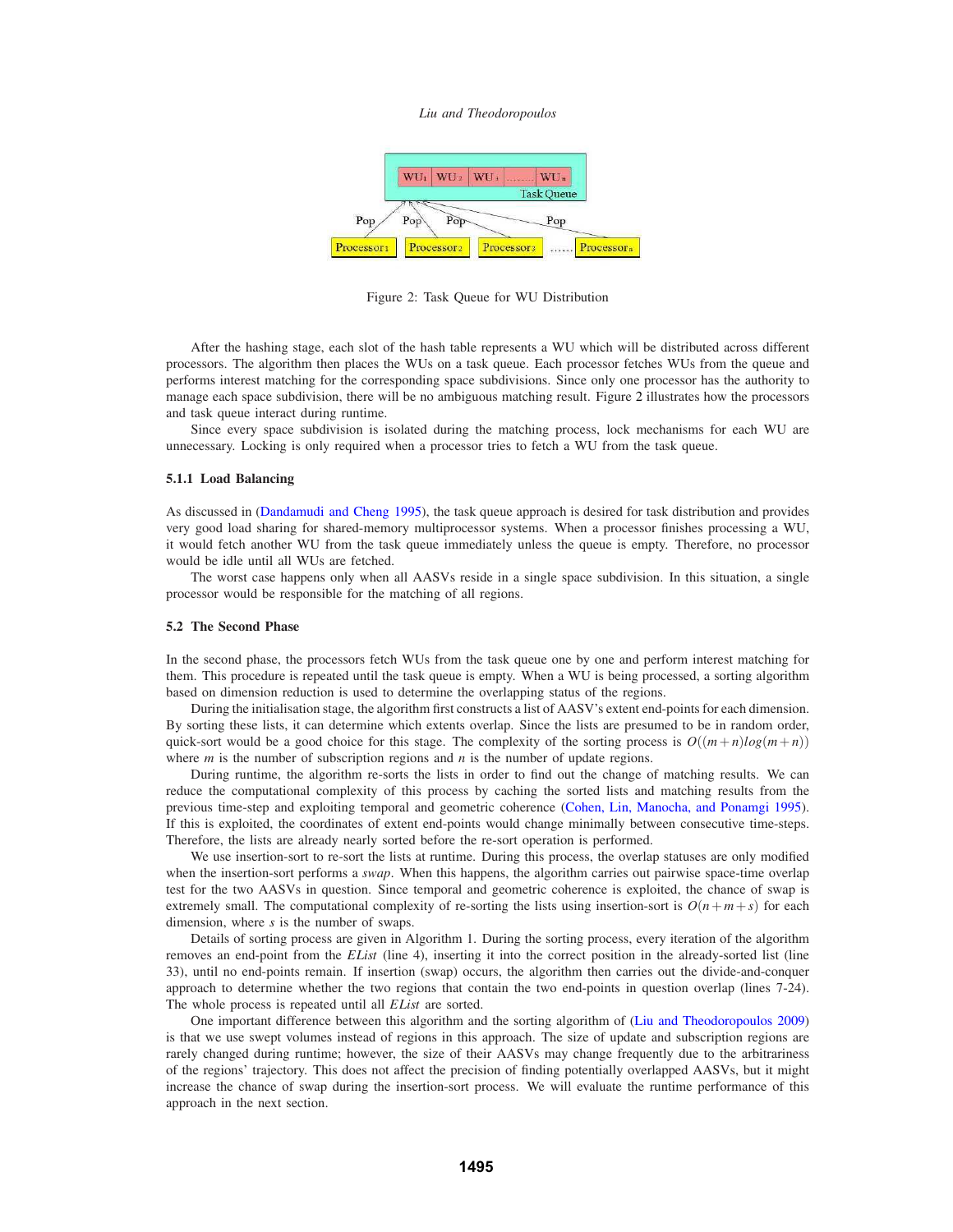WU₁ WU₂ WU₃ ....... WUₙ

Task Queue

Pop Pop Pop Pop

Processor₁ Processor₂ Processor₃ ...... Processorₙ

Figure 2: Task Queue for WU Distribution

After the hashing stage, each slot of the hash table represents a WU which will be distributed across different processors. The algorithm then places the WUs on a task queue. Each processor fetches WUs from the queue and performs interest matching for the corresponding space subdivisions. Since only one processor has the authority to manage each space subdivision, there will be no ambiguous matching result. Figure 2 illustrates how the processors and task queue interact during runtime.

Since every space subdivision is isolated during the matching process, lock mechanisms for each WU are unnecessary. Locking is only required when a processor tries to fetch a WU from the task queue.

#### 5.1.1 Load Balancing

As discussed in (Dandamudi and Cheng 1995), the task queue approach is desired for task distribution and provides very good load sharing for shared-memory multiprocessor systems. When a processor finishes processing a WU, it would fetch another WU from the task queue immediately unless the queue is empty. Therefore, no processor would be idle until all WUs are fetched.

The worst case happens only when all AASVs reside in a single space subdivision. In this situation, a single processor would be responsible for the matching of all regions.

### 5.2 The Second Phase

In the second phase, the processors fetch WUs from the task queue one by one and perform interest matching for them. This procedure is repeated until the task queue is empty. When a WU is being processed, a sorting algorithm based on dimension reduction is used to determine the overlapping status of the regions.

During the initialisation stage, the algorithm first constructs a list of AASV's extent end-points for each dimension. By sorting these lists, it can determine which extents overlap. Since the lists are presumed to be in random order, quick-sort would be a good choice for this stage. The complexity of the sorting process is $O((m+n)log(m+n))$ where $m$ is the number of subscription regions and $n$ is the number of update regions.

During runtime, the algorithm re-sorts the lists in order to find out the change of matching results. We can reduce the computational complexity of this process by caching the sorted lists and matching results from the previous time-step and exploiting temporal and geometric coherence (Cohen, Lin, Manocha, and Ponamgi 1995). If this is exploited, the coordinates of extent end-points would change minimally between consecutive time-steps. Therefore, the lists are already nearly sorted before the re-sort operation is performed.

We use insertion-sort to re-sort the lists at runtime. During this process, the overlap statuses are only modified when the insertion-sort performs a *swap*. When this happens, the algorithm carries out pairwise space-time overlap test for the two AASVs in question. Since temporal and geometric coherence is exploited, the chance of swap is extremely small. The computational complexity of re-sorting the lists using insertion-sort is $O(n+m+s)$ for each dimension, where $s$ is the number of swaps.

Details of sorting process are given in Algorithm 1. During the sorting process, every iteration of the algorithm removes an end-point from the *EList* (line 4), inserting it into the correct position in the already-sorted list (line 33), until no end-points remain. If insertion (swap) occurs, the algorithm then carries out the divide-and-conquer approach to determine whether the two regions that contain the two end-points in question overlap (lines 7-24). The whole process is repeated until all *EList* are sorted.

One important difference between this algorithm and the sorting algorithm of (Liu and Theodoropoulos 2009) is that we use swept volumes instead of regions in this approach. The size of update and subscription regions are rarely changed during runtime; however, the size of their AASVs may change frequently due to the arbitrariness of the regions' trajectory. This does not affect the precision of finding potentially overlapped AASVs, but it might increase the chance of swap during the insertion-sort process. We will evaluate the runtime performance of this approach in the next section.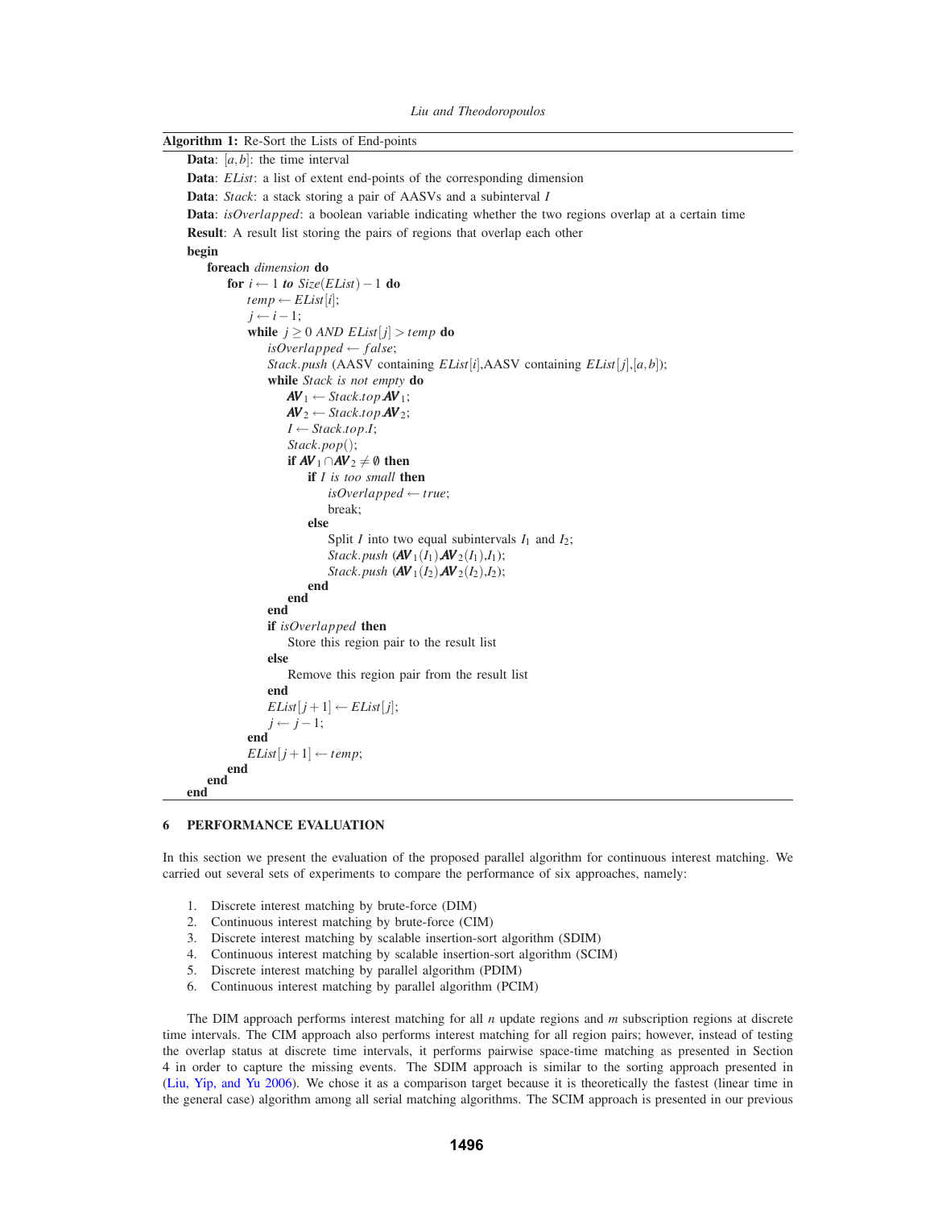**Algorithm 1:** Re-Sort the Lists of End-points

```
Data: [a,b]: the time interval
Data: EList: a list of extent end-points of the corresponding dimension
Data: Stack: a stack storing a pair of AASVs and a subinterval I
Data: isOverlapped: a boolean variable indicating whether the two regions overlap at a certain time
Result: A result list storing the pairs of regions that overlap each other
begin
    foreach dimension do
        for i ← 1 to Size(EList) − 1 do
            temp ← EList[i];
            j ← i − 1;
            while j ≥ 0 AND EList[j] > temp do
                isOverlapped ← false;
                Stack.push (AASV containing EList[i],AASV containing EList[j],[a,b]);
                while Stack is not empty do
                    AV_1 ← Stack.top.AV_1;
                    AV_2 ← Stack.top.AV_2;
                    I ← Stack.top.I;
                    Stack.pop();
                    if AV_1 ∩ AV_2 ≠ ∅ then
                        if I is too small then
                            isOverlapped ← true;
                            break;
                        else
                            Split I into two equal subintervals I_1 and I_2;
                            Stack.push (AV_1(I_1) AV_2(I_1),I_1);
                            Stack.push (AV_1(I_2) AV_2(I_2),I_2);
                        end
                    end
                end
                if isOverlapped then
                    Store this region pair to the result list
                else
                    Remove this region pair from the result list
                end
                EList[j+1] ← EList[j];
                j ← j − 1;
            end
            EList[j+1] ← temp;
        end
    end
end
```

## 6 PERFORMANCE EVALUATION

In this section we present the evaluation of the proposed parallel algorithm for continuous interest matching. We carried out several sets of experiments to compare the performance of six approaches, namely:

1. Discrete interest matching by brute-force (DIM)
2. Continuous interest matching by brute-force (CIM)
3. Discrete interest matching by scalable insertion-sort algorithm (SDIM)
4. Continuous interest matching by scalable insertion-sort algorithm (SCIM)
5. Discrete interest matching by parallel algorithm (PDIM)
6. Continuous interest matching by parallel algorithm (PCIM)

The DIM approach performs interest matching for all $n$ update regions and $m$ subscription regions at discrete time intervals. The CIM approach also performs interest matching for all region pairs; however, instead of testing the overlap status at discrete time intervals, it performs pairwise space-time matching as presented in Section 4 in order to capture the missing events. The SDIM approach is similar to the sorting approach presented in (Liu, Yip, and Yu 2006). We chose it as a comparison target because it is theoretically the fastest (linear time in the general case) algorithm among all serial matching algorithms. The SCIM approach is presented in our previous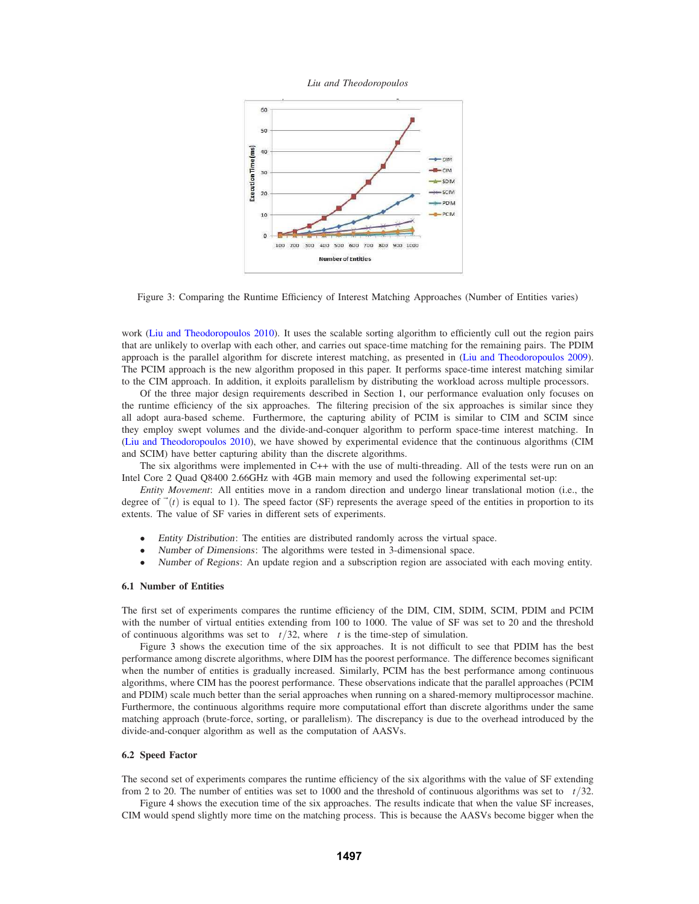Figure 3: Comparing the Runtime Efficiency of Interest Matching Approaches (Number of Entities varies)

work (Liu and Theodoropoulos 2010). It uses the scalable sorting algorithm to efficiently cull out the region pairs that are unlikely to overlap with each other, and carries out space-time matching for the remaining pairs. The PDIM approach is the parallel algorithm for discrete interest matching, as presented in (Liu and Theodoropoulos 2009). The PCIM approach is the new algorithm proposed in this paper. It performs space-time interest matching similar to the CIM approach. In addition, it exploits parallelism by distributing the workload across multiple processors.

Of the three major design requirements described in Section 1, our performance evaluation only focuses on the runtime efficiency of the six approaches. The filtering precision of the six approaches is similar since they all adopt aura-based scheme. Furthermore, the capturing ability of PCIM is similar to CIM and SCIM since they employ swept volumes and the divide-and-conquer algorithm to perform space-time interest matching. In (Liu and Theodoropoulos 2010), we have showed by experimental evidence that the continuous algorithms (CIM and SCIM) have better capturing ability than the discrete algorithms.

The six algorithms were implemented in C++ with the use of multi-threading. All of the tests were run on an Intel Core 2 Quad Q8400 2.66GHz with 4GB main memory and used the following experimental set-up:

*Entity Movement*: All entities move in a random direction and undergo linear translational motion (i.e., the degree of $\vec{}(t)$ is equal to 1). The speed factor (SF) represents the average speed of the entities in proportion to its extents. The value of SF varies in different sets of experiments.

- *Entity Distribution*: The entities are distributed randomly across the virtual space.
- *Number of Dimensions*: The algorithms were tested in 3-dimensional space.
- *Number of Regions*: An update region and a subscription region are associated with each moving entity.

### 6.1 Number of Entities

The first set of experiments compares the runtime efficiency of the DIM, CIM, SDIM, SCIM, PDIM and PCIM with the number of virtual entities extending from 100 to 1000. The value of SF was set to 20 and the threshold of continuous algorithms was set to $t/32$, where $t$ is the time-step of simulation.

Figure 3 shows the execution time of the six approaches. It is not difficult to see that PDIM has the best performance among discrete algorithms, where DIM has the poorest performance. The difference becomes significant when the number of entities is gradually increased. Similarly, PCIM has the best performance among continuous algorithms, where CIM has the poorest performance. These observations indicate that the parallel approaches (PCIM and PDIM) scale much better than the serial approaches when running on a shared-memory multiprocessor machine. Furthermore, the continuous algorithms require more computational effort than discrete algorithms under the same matching approach (brute-force, sorting, or parallelism). The discrepancy is due to the overhead introduced by the divide-and-conquer algorithm as well as the computation of AASVs.

### 6.2 Speed Factor

The second set of experiments compares the runtime efficiency of the six algorithms with the value of SF extending from 2 to 20. The number of entities was set to 1000 and the threshold of continuous algorithms was set to $t/32$.

Figure 4 shows the execution time of the six approaches. The results indicate that when the value SF increases, CIM would spend slightly more time on the matching process. This is because the AASVs become bigger when the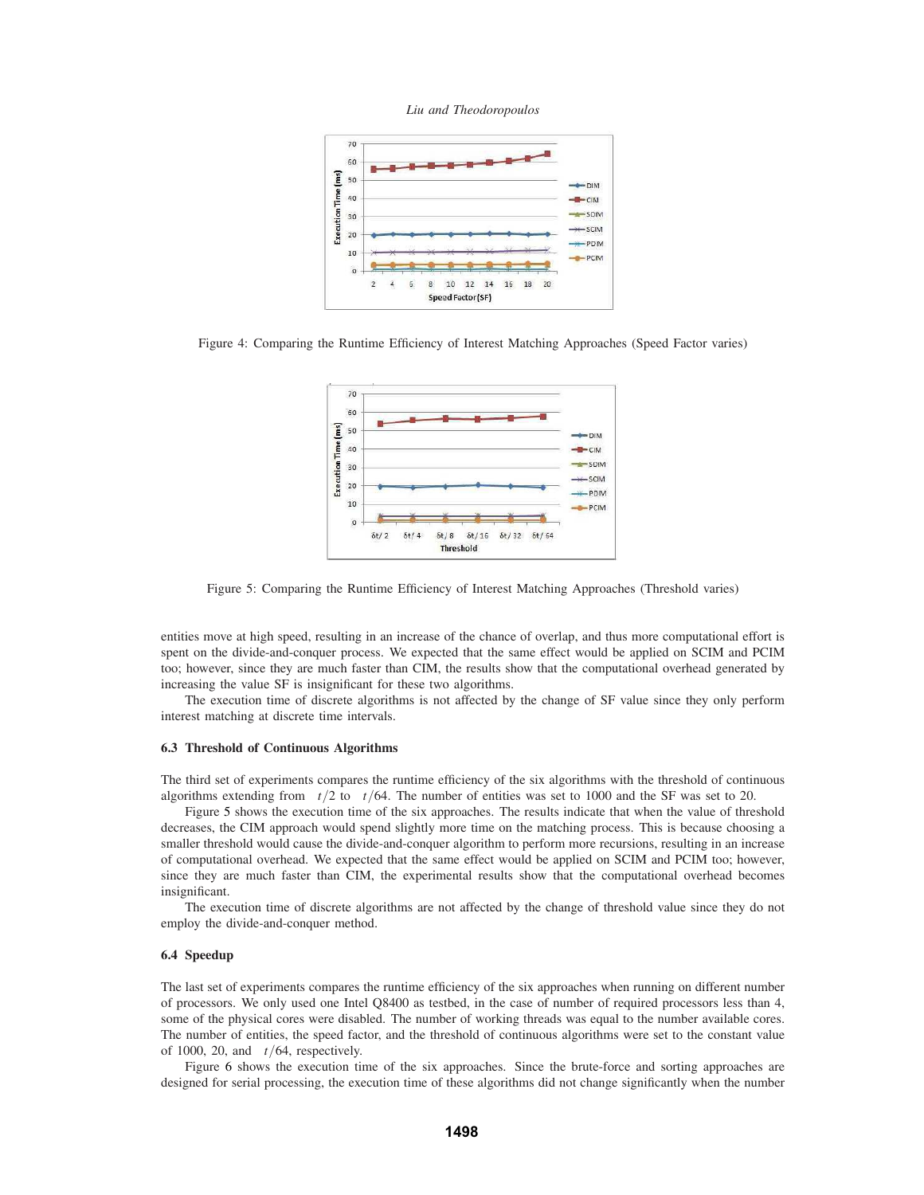Figure 4: Comparing the Runtime Efficiency of Interest Matching Approaches (Speed Factor varies)

Figure 5: Comparing the Runtime Efficiency of Interest Matching Approaches (Threshold varies)

entities move at high speed, resulting in an increase of the chance of overlap, and thus more computational effort is spent on the divide-and-conquer process. We expected that the same effect would be applied on SCIM and PCIM too; however, since they are much faster than CIM, the results show that the computational overhead generated by increasing the value SF is insignificant for these two algorithms.

The execution time of discrete algorithms is not affected by the change of SF value since they only perform interest matching at discrete time intervals.

### 6.3 Threshold of Continuous Algorithms

The third set of experiments compares the runtime efficiency of the six algorithms with the threshold of continuous algorithms extending from $\delta t/2$ to $\delta t/64$. The number of entities was set to 1000 and the SF was set to 20.

Figure 5 shows the execution time of the six approaches. The results indicate that when the value of threshold decreases, the CIM approach would spend slightly more time on the matching process. This is because choosing a smaller threshold would cause the divide-and-conquer algorithm to perform more recursions, resulting in an increase of computational overhead. We expected that the same effect would be applied on SCIM and PCIM too; however, since they are much faster than CIM, the experimental results show that the computational overhead becomes insignificant.

The execution time of discrete algorithms are not affected by the change of threshold value since they do not employ the divide-and-conquer method.

### 6.4 Speedup

The last set of experiments compares the runtime efficiency of the six approaches when running on different number of processors. We only used one Intel Q8400 as testbed, in the case of number of required processors less than 4, some of the physical cores were disabled. The number of working threads was equal to the number available cores. The number of entities, the speed factor, and the threshold of continuous algorithms were set to the constant value of 1000, 20, and $\delta t/64$, respectively.

Figure 6 shows the execution time of the six approaches. Since the brute-force and sorting approaches are designed for serial processing, the execution time of these algorithms did not change significantly when the number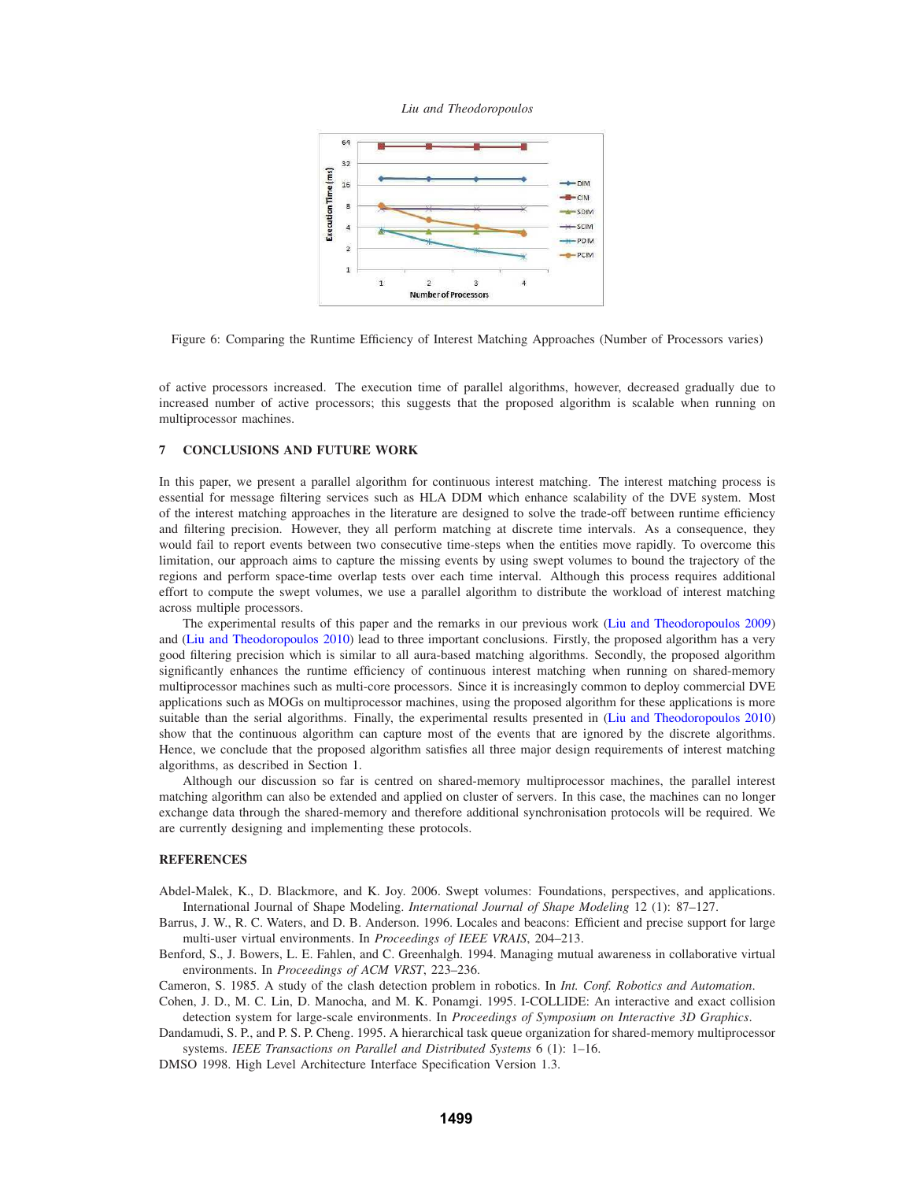Execution Time (ms)

64
32
16
8
4
2
1

1 2 3 4

Number of Processors

DIM
CIM
SDIM
SCIM
PDIM
PCIM

Figure 6: Comparing the Runtime Efficiency of Interest Matching Approaches (Number of Processors varies)

of active processors increased. The execution time of parallel algorithms, however, decreased gradually due to increased number of active processors; this suggests that the proposed algorithm is scalable when running on multiprocessor machines.

## 7 CONCLUSIONS AND FUTURE WORK

In this paper, we present a parallel algorithm for continuous interest matching. The interest matching process is essential for message filtering services such as HLA DDM which enhance scalability of the DVE system. Most of the interest matching approaches in the literature are designed to solve the trade-off between runtime efficiency and filtering precision. However, they all perform matching at discrete time intervals. As a consequence, they would fail to report events between two consecutive time-steps when the entities move rapidly. To overcome this limitation, our approach aims to capture the missing events by using swept volumes to bound the trajectory of the regions and perform space-time overlap tests over each time interval. Although this process requires additional effort to compute the swept volumes, we use a parallel algorithm to distribute the workload of interest matching across multiple processors.

The experimental results of this paper and the remarks in our previous work (Liu and Theodoropoulos 2009) and (Liu and Theodoropoulos 2010) lead to three important conclusions. Firstly, the proposed algorithm has a very good filtering precision which is similar to all aura-based matching algorithms. Secondly, the proposed algorithm significantly enhances the runtime efficiency of continuous interest matching when running on shared-memory multiprocessor machines such as multi-core processors. Since it is increasingly common to deploy commercial DVE applications such as MOGs on multiprocessor machines, using the proposed algorithm for these applications is more suitable than the serial algorithms. Finally, the experimental results presented in (Liu and Theodoropoulos 2010) show that the continuous algorithm can capture most of the events that are ignored by the discrete algorithms. Hence, we conclude that the proposed algorithm satisfies all three major design requirements of interest matching algorithms, as described in Section 1.

Although our discussion so far is centred on shared-memory multiprocessor machines, the parallel interest matching algorithm can also be extended and applied on cluster of servers. In this case, the machines can no longer exchange data through the shared-memory and therefore additional synchronisation protocols will be required. We are currently designing and implementing these protocols.

## REFERENCES

Abdel-Malek, K., D. Blackmore, and K. Joy. 2006. Swept volumes: Foundations, perspectives, and applications. International Journal of Shape Modeling. *International Journal of Shape Modeling* 12 (1): 87–127.

Barrus, J. W., R. C. Waters, and D. B. Anderson. 1996. Locales and beacons: Efficient and precise support for large multi-user virtual environments. In *Proceedings of IEEE VRAIS*, 204–213.

Benford, S., J. Bowers, L. E. Fahlen, and C. Greenhalgh. 1994. Managing mutual awareness in collaborative virtual environments. In *Proceedings of ACM VRST*, 223–236.

Cameron, S. 1985. A study of the clash detection problem in robotics. In *Int. Conf. Robotics and Automation*.

Cohen, J. D., M. C. Lin, D. Manocha, and M. K. Ponamgi. 1995. I-COLLIDE: An interactive and exact collision detection system for large-scale environments. In *Proceedings of Symposium on Interactive 3D Graphics*.

Dandamudi, S. P., and P. S. P. Cheng. 1995. A hierarchical task queue organization for shared-memory multiprocessor systems. *IEEE Transactions on Parallel and Distributed Systems* 6 (1): 1–16.

DMSO 1998. High Level Architecture Interface Specification Version 1.3.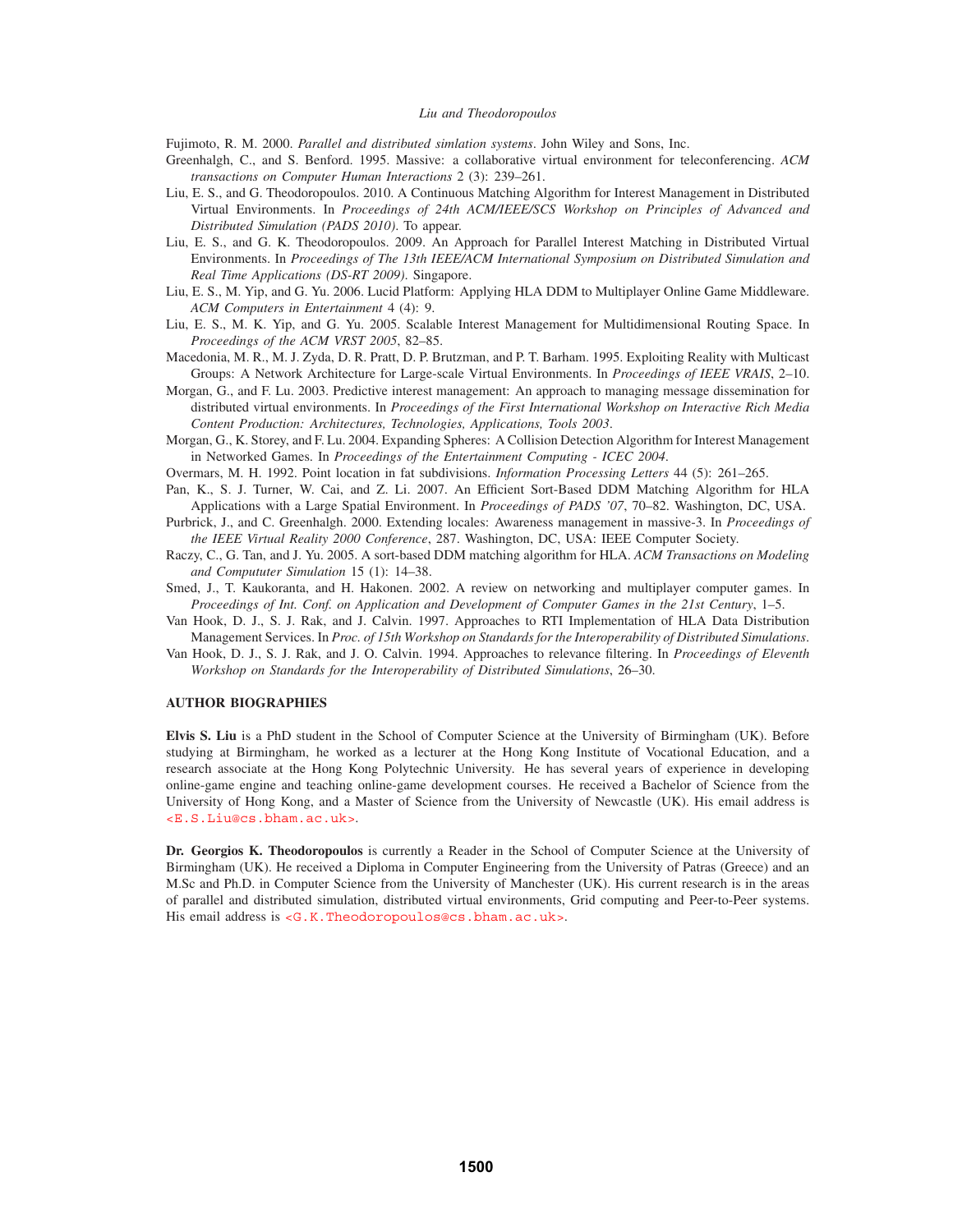Fujimoto, R. M. 2000. *Parallel and distributed simlation systems*. John Wiley and Sons, Inc.

Greenhalgh, C., and S. Benford. 1995. Massive: a collaborative virtual environment for teleconferencing. *ACM transactions on Computer Human Interactions* 2 (3): 239–261.

Liu, E. S., and G. Theodoropoulos. 2010. A Continuous Matching Algorithm for Interest Management in Distributed Virtual Environments. In *Proceedings of 24th ACM/IEEE/SCS Workshop on Principles of Advanced and Distributed Simulation (PADS 2010).* To appear.

Liu, E. S., and G. K. Theodoropoulos. 2009. An Approach for Parallel Interest Matching in Distributed Virtual Environments. In *Proceedings of The 13th IEEE/ACM International Symposium on Distributed Simulation and Real Time Applications (DS-RT 2009).* Singapore.

Liu, E. S., M. Yip, and G. Yu. 2006. Lucid Platform: Applying HLA DDM to Multiplayer Online Game Middleware. *ACM Computers in Entertainment* 4 (4): 9.

Liu, E. S., M. K. Yip, and G. Yu. 2005. Scalable Interest Management for Multidimensional Routing Space. In *Proceedings of the ACM VRST 2005*, 82–85.

Macedonia, M. R., M. J. Zyda, D. R. Pratt, D. P. Brutzman, and P. T. Barham. 1995. Exploiting Reality with Multicast Groups: A Network Architecture for Large-scale Virtual Environments. In *Proceedings of IEEE VRAIS*, 2–10.

Morgan, G., and F. Lu. 2003. Predictive interest management: An approach to managing message dissemination for distributed virtual environments. In *Proceedings of the First International Workshop on Interactive Rich Media Content Production: Architectures, Technologies, Applications, Tools 2003*.

Morgan, G., K. Storey, and F. Lu. 2004. Expanding Spheres: A Collision Detection Algorithm for Interest Management in Networked Games. In *Proceedings of the Entertainment Computing - ICEC 2004*.

Overmars, M. H. 1992. Point location in fat subdivisions. *Information Processing Letters* 44 (5): 261–265.

Pan, K., S. J. Turner, W. Cai, and Z. Li. 2007. An Efficient Sort-Based DDM Matching Algorithm for HLA Applications with a Large Spatial Environment. In *Proceedings of PADS '07*, 70–82. Washington, DC, USA.

Purbrick, J., and C. Greenhalgh. 2000. Extending locales: Awareness management in massive-3. In *Proceedings of the IEEE Virtual Reality 2000 Conference*, 287. Washington, DC, USA: IEEE Computer Society.

Raczy, C., G. Tan, and J. Yu. 2005. A sort-based DDM matching algorithm for HLA. *ACM Transactions on Modeling and Compututer Simulation* 15 (1): 14–38.

Smed, J., T. Kaukoranta, and H. Hakonen. 2002. A review on networking and multiplayer computer games. In *Proceedings of Int. Conf. on Application and Development of Computer Games in the 21st Century*, 1–5.

Van Hook, D. J., S. J. Rak, and J. Calvin. 1997. Approaches to RTI Implementation of HLA Data Distribution Management Services. In *Proc. of 15th Workshop on Standards for the Interoperability of Distributed Simulations*.

Van Hook, D. J., S. J. Rak, and J. O. Calvin. 1994. Approaches to relevance filtering. In *Proceedings of Eleventh Workshop on Standards for the Interoperability of Distributed Simulations*, 26–30.

## AUTHOR BIOGRAPHIES

**Elvis S. Liu** is a PhD student in the School of Computer Science at the University of Birmingham (UK). Before studying at Birmingham, he worked as a lecturer at the Hong Kong Institute of Vocational Education, and a research associate at the Hong Kong Polytechnic University. He has several years of experience in developing online-game engine and teaching online-game development courses. He received a Bachelor of Science from the University of Hong Kong, and a Master of Science from the University of Newcastle (UK). His email address is <E.S.Liu@cs.bham.ac.uk>.

**Dr. Georgios K. Theodoropoulos** is currently a Reader in the School of Computer Science at the University of Birmingham (UK). He received a Diploma in Computer Engineering from the University of Patras (Greece) and an M.Sc and Ph.D. in Computer Science from the University of Manchester (UK). His current research is in the areas of parallel and distributed simulation, distributed virtual environments, Grid computing and Peer-to-Peer systems. His email address is <G.K.Theodoropoulos@cs.bham.ac.uk>.